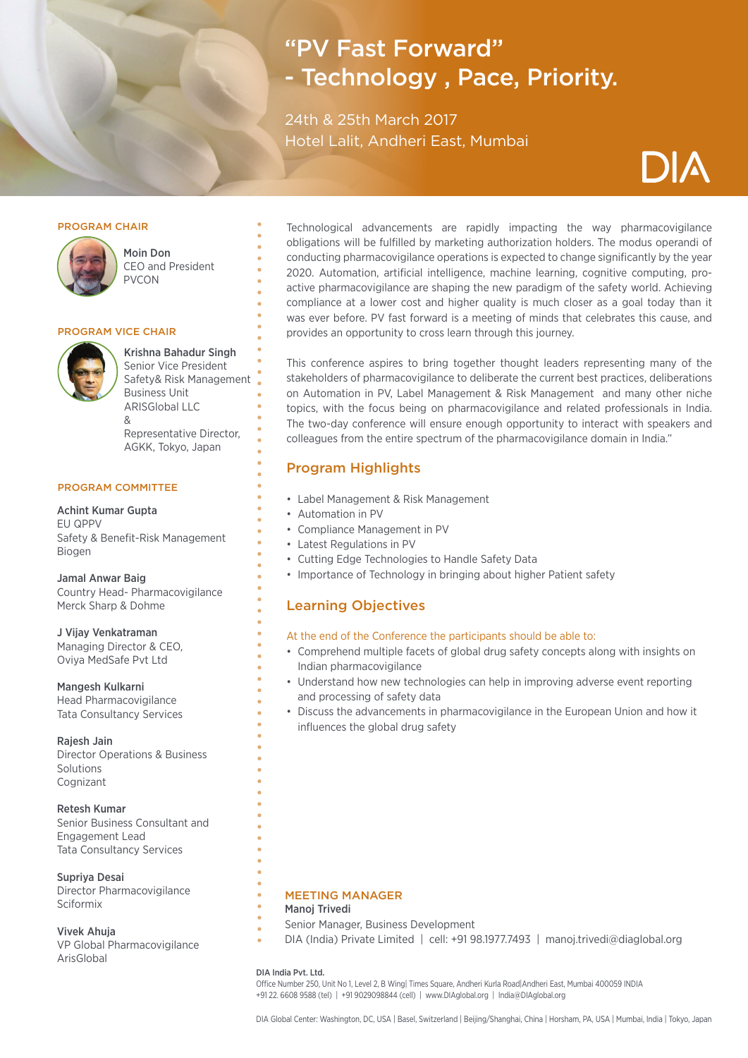# "PV Fast Forward" - Technology , Pace, Priority.

24th & 25th March 2017
Hotel Lalit, Andheri East, Mumbai

DIA

## PROGRAM CHAIR

**Moin Don**
CEO and President
PVCON

## PROGRAM VICE CHAIR

**Krishna Bahadur Singh**
Senior Vice President
Safety& Risk Management Business Unit
ARISGlobal LLC
&
Representative Director,
AGKK, Tokyo, Japan

## PROGRAM COMMITTEE

**Achint Kumar Gupta**
EU QPPV
Safety & Benefit-Risk Management
Biogen

**Jamal Anwar Baig**
Country Head- Pharmacovigilance
Merck Sharp & Dohme

**J Vijay Venkatraman**
Managing Director & CEO,
Oviya MedSafe Pvt Ltd

**Mangesh Kulkarni**
Head Pharmacovigilance
Tata Consultancy Services

**Rajesh Jain**
Director Operations & Business Solutions
Cognizant

**Retesh Kumar**
Senior Business Consultant and Engagement Lead
Tata Consultancy Services

**Supriya Desai**
Director Pharmacovigilance
Sciformix

**Vivek Ahuja**
VP Global Pharmacovigilance
ArisGlobal

Technological advancements are rapidly impacting the way pharmacovigilance obligations will be fulfilled by marketing authorization holders. The modus operandi of conducting pharmacovigilance operations is expected to change significantly by the year 2020. Automation, artificial intelligence, machine learning, cognitive computing, pro-active pharmacovigilance are shaping the new paradigm of the safety world. Achieving compliance at a lower cost and higher quality is much closer as a goal today than it was ever before. PV fast forward is a meeting of minds that celebrates this cause, and provides an opportunity to cross learn through this journey.

This conference aspires to bring together thought leaders representing many of the stakeholders of pharmacovigilance to deliberate the current best practices, deliberations on Automation in PV, Label Management & Risk Management and many other niche topics, with the focus being on pharmacovigilance and related professionals in India. The two-day conference will ensure enough opportunity to interact with speakers and colleagues from the entire spectrum of the pharmacovigilance domain in India."

## Program Highlights

- Label Management & Risk Management
- Automation in PV
- Compliance Management in PV
- Latest Regulations in PV
- Cutting Edge Technologies to Handle Safety Data
- Importance of Technology in bringing about higher Patient safety

## Learning Objectives

At the end of the Conference the participants should be able to:

- Comprehend multiple facets of global drug safety concepts along with insights on Indian pharmacovigilance
- Understand how new technologies can help in improving adverse event reporting and processing of safety data
- Discuss the advancements in pharmacovigilance in the European Union and how it influences the global drug safety

## MEETING MANAGER

**Manoj Trivedi**
Senior Manager, Business Development
DIA (India) Private Limited | cell: +91 98.1977.7493 | manoj.trivedi@diaglobal.org

**DIA India Pvt. Ltd.**
Office Number 250, Unit No 1, Level 2, B Wing| Times Square, Andheri Kurla Road|Andheri East, Mumbai 400059 INDIA
+91 22. 6608 9588 (tel) | +91 9029098844 (cell) | www.DIAglobal.org | India@DIAglobal.org

DIA Global Center: Washington, DC, USA | Basel, Switzerland | Beijing/Shanghai, China | Horsham, PA, USA | Mumbai, India | Tokyo, Japan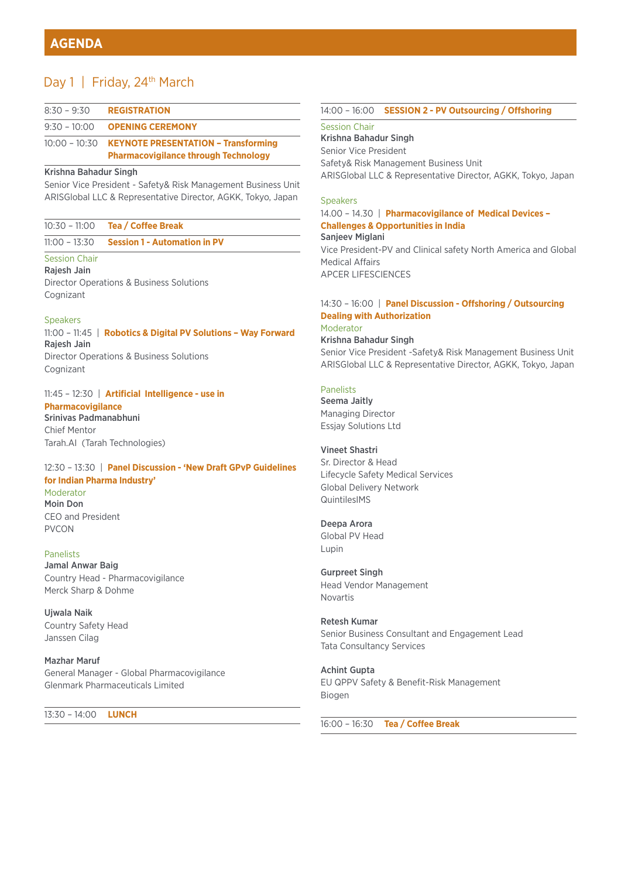# AGENDA

## Day 1 | Friday, 24th March

8:30 – 9:30 **REGISTRATION**

9:30 – 10:00 **OPENING CEREMONY**

10:00 – 10:30 **KEYNOTE PRESENTATION – Transforming Pharmacovigilance through Technology**

**Krishna Bahadur Singh**
Senior Vice President - Safety& Risk Management Business Unit
ARISGlobal LLC & Representative Director, AGKK, Tokyo, Japan

10:30 – 11:00 **Tea / Coffee Break**

11:00 – 13:30 **Session 1 - Automation in PV**

Session Chair
**Rajesh Jain**
Director Operations & Business Solutions
Cognizant

Speakers

11:00 – 11:45 | **Robotics & Digital PV Solutions – Way Forward**
**Rajesh Jain**
Director Operations & Business Solutions
Cognizant

11:45 – 12:30 | **Artificial Intelligence - use in Pharmacovigilance**
**Srinivas Padmanabhuni**
Chief Mentor
Tarah.AI (Tarah Technologies)

12:30 – 13:30 | **Panel Discussion - 'New Draft GPvP Guidelines for Indian Pharma Industry'**

Moderator
**Moin Don**
CEO and President
PVCON

Panelists

**Jamal Anwar Baig**
Country Head - Pharmacovigilance
Merck Sharp & Dohme

**Ujwala Naik**
Country Safety Head
Janssen Cilag

**Mazhar Maruf**
General Manager - Global Pharmacovigilance
Glenmark Pharmaceuticals Limited

13:30 – 14:00 **LUNCH**

14:00 – 16:00 **SESSION 2 - PV Outsourcing / Offshoring**

Session Chair
**Krishna Bahadur Singh**
Senior Vice President
Safety& Risk Management Business Unit
ARISGlobal LLC & Representative Director, AGKK, Tokyo, Japan

Speakers

14.00 – 14.30 | **Pharmacovigilance of Medical Devices – Challenges & Opportunities in India**
**Sanjeev Miglani**
Vice President-PV and Clinical safety North America and Global Medical Affairs
APCER LIFESCIENCES

14:30 – 16:00 | **Panel Discussion - Offshoring / Outsourcing Dealing with Authorization**

Moderator
**Krishna Bahadur Singh**
Senior Vice President -Safety& Risk Management Business Unit
ARISGlobal LLC & Representative Director, AGKK, Tokyo, Japan

Panelists

**Seema Jaitly**
Managing Director
Essjay Solutions Ltd

**Vineet Shastri**
Sr. Director & Head
Lifecycle Safety Medical Services
Global Delivery Network
QuintilesIMS

**Deepa Arora**
Global PV Head
Lupin

**Gurpreet Singh**
Head Vendor Management
Novartis

**Retesh Kumar**
Senior Business Consultant and Engagement Lead
Tata Consultancy Services

**Achint Gupta**
EU QPPV Safety & Benefit-Risk Management
Biogen

16:00 – 16:30 **Tea / Coffee Break**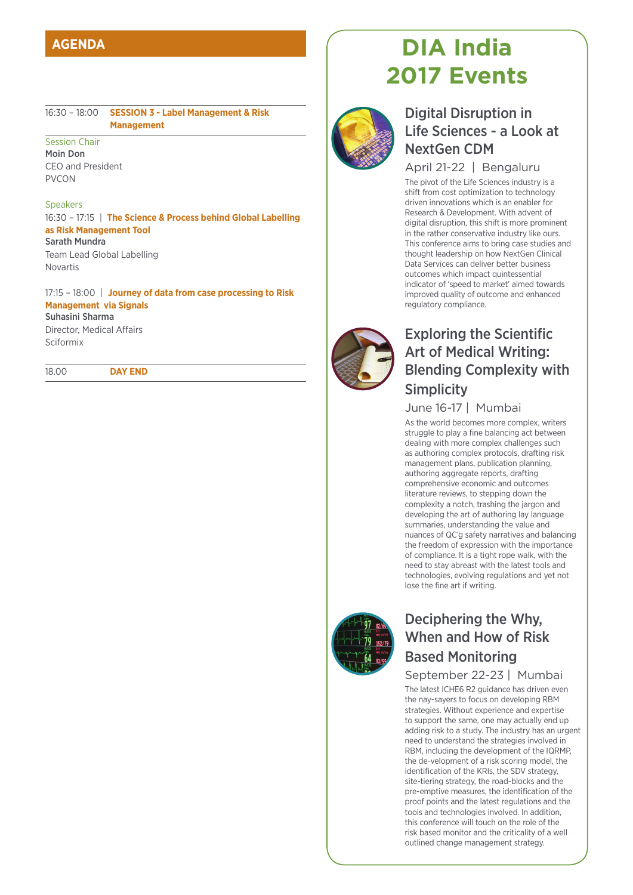## AGENDA

16:30 – 18:00 **SESSION 3 - Label Management & Risk Management**

Session Chair
**Moin Don**
CEO and President
PVCON

Speakers
16:30 – 17:15 | **The Science & Process behind Global Labelling as Risk Management Tool**
**Sarath Mundra**
Team Lead Global Labelling
Novartis

17:15 – 18:00 | **Journey of data from case processing to Risk Management via Signals**
**Suhasini Sharma**
Director, Medical Affairs
Sciformix

18.00 **DAY END**

# DIA India 2017 Events

## Digital Disruption in Life Sciences - a Look at NextGen CDM

April 21-22 | Bengaluru

The pivot of the Life Sciences industry is a shift from cost optimization to technology driven innovations which is an enabler for Research & Development. With advent of digital disruption, this shift is more prominent in the rather conservative industry like ours. This conference aims to bring case studies and thought leadership on how NextGen Clinical Data Services can deliver better business outcomes which impact quintessential indicator of 'speed to market' aimed towards improved quality of outcome and enhanced regulatory compliance.

## Exploring the Scientific Art of Medical Writing: Blending Complexity with Simplicity

June 16-17 | Mumbai

As the world becomes more complex, writers struggle to play a fine balancing act between dealing with more complex challenges such as authoring complex protocols, drafting risk management plans, publication planning, authoring aggregate reports, drafting comprehensive economic and outcomes literature reviews, to stepping down the complexity a notch, trashing the jargon and developing the art of authoring lay language summaries, understanding the value and nuances of QC'g safety narratives and balancing the freedom of expression with the importance of compliance. It is a tight rope walk, with the need to stay abreast with the latest tools and technologies, evolving regulations and yet not lose the fine art if writing.

## Deciphering the Why, When and How of Risk Based Monitoring

September 22-23 | Mumbai

The latest ICHE6 R2 guidance has driven even the nay-sayers to focus on developing RBM strategies. Without experience and expertise to support the same, one may actually end up adding risk to a study. The industry has an urgent need to understand the strategies involved in RBM, including the development of the IQRMP, the de-velopment of a risk scoring model, the identification of the KRIs, the SDV strategy, site-tiering strategy, the road-blocks and the pre-emptive measures, the identification of the proof points and the latest regulations and the tools and technologies involved. In addition, this conference will touch on the role of the risk based monitor and the criticality of a well outlined change management strategy.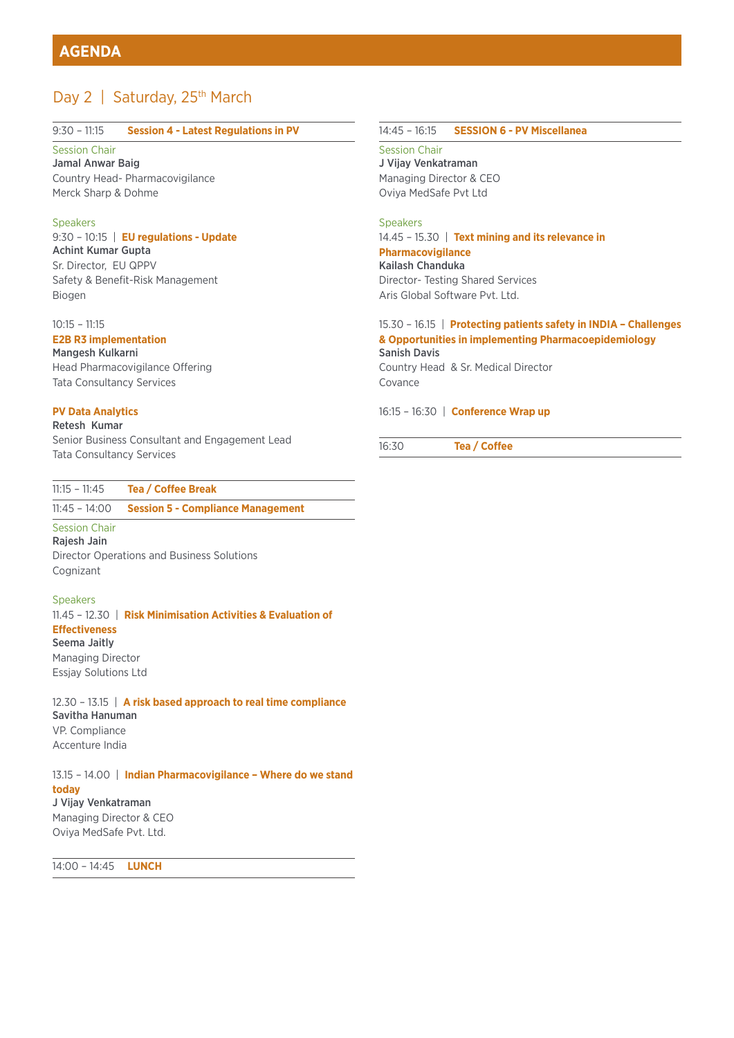# AGENDA

## Day 2 | Saturday, 25th March

### 9:30 – 11:15 Session 4 - Latest Regulations in PV

Session Chair

**Jamal Anwar Baig**
Country Head- Pharmacovigilance
Merck Sharp & Dohme

Speakers

9:30 – 10:15 | **EU regulations - Update**
**Achint Kumar Gupta**
Sr. Director, EU QPPV
Safety & Benefit-Risk Management
Biogen

10:15 – 11:15
**E2B R3 implementation**
**Mangesh Kulkarni**
Head Pharmacovigilance Offering
Tata Consultancy Services

**PV Data Analytics**
**Retesh Kumar**
Senior Business Consultant and Engagement Lead
Tata Consultancy Services

### 11:15 – 11:45 Tea / Coffee Break

### 11:45 – 14:00 Session 5 - Compliance Management

Session Chair

**Rajesh Jain**
Director Operations and Business Solutions
Cognizant

Speakers

11.45 – 12.30 | **Risk Minimisation Activities & Evaluation of Effectiveness**
**Seema Jaitly**
Managing Director
Essjay Solutions Ltd

12.30 – 13.15 | **A risk based approach to real time compliance**
**Savitha Hanuman**
VP. Compliance
Accenture India

13.15 – 14.00 | **Indian Pharmacovigilance – Where do we stand today**
**J Vijay Venkatraman**
Managing Director & CEO
Oviya MedSafe Pvt. Ltd.

### 14:00 – 14:45 LUNCH

### 14:45 – 16:15 SESSION 6 - PV Miscellanea

Session Chair

**J Vijay Venkatraman**
Managing Director & CEO
Oviya MedSafe Pvt Ltd

Speakers

14.45 – 15.30 | **Text mining and its relevance in Pharmacovigilance**
**Kailash Chanduka**
Director- Testing Shared Services
Aris Global Software Pvt. Ltd.

15.30 – 16.15 | **Protecting patients safety in INDIA – Challenges & Opportunities in implementing Pharmacoepidemiology**
**Sanish Davis**
Country Head & Sr. Medical Director
Covance

16:15 – 16:30 | **Conference Wrap up**

### 16:30 Tea / Coffee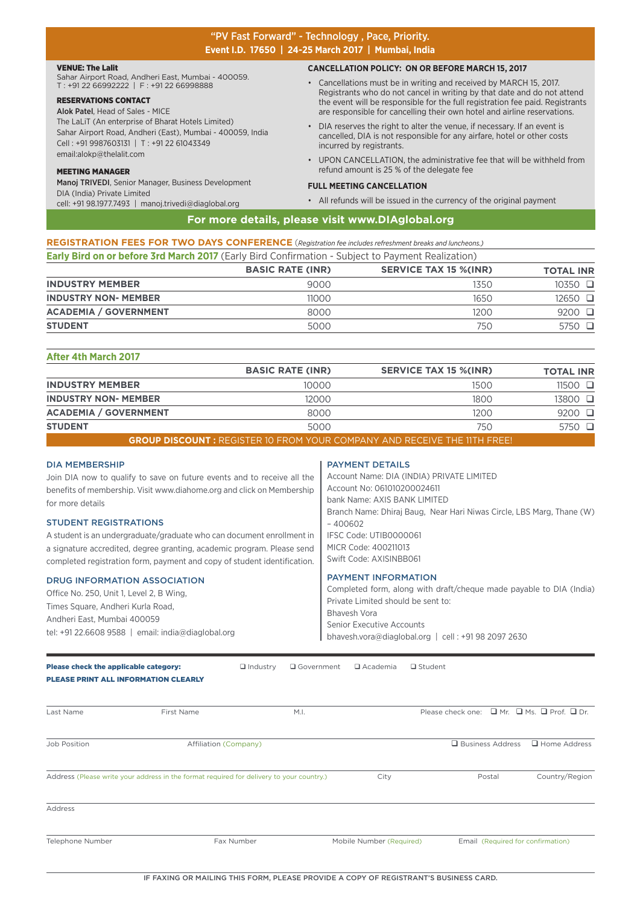## "PV Fast Forward" - Technology , Pace, Priority.
**Event I.D. 17650 | 24-25 March 2017 | Mumbai, India**

**VENUE: The Lalit**
Sahar Airport Road, Andheri East, Mumbai - 400059.
T : +91 22 66992222 | F : +91 22 66998888

**RESERVATIONS CONTACT**
**Alok Patel**, Head of Sales - MICE
The LaLiT (An enterprise of Bharat Hotels Limited)
Sahar Airport Road, Andheri (East), Mumbai - 400059, India
Cell : +91 9987603131 | T : +91 22 61043349
email:alokp@thelalit.com

**MEETING MANAGER**
**Manoj TRIVEDI**, Senior Manager, Business Development
DIA (India) Private Limited
cell: +91 98.1977.7493 | manoj.trivedi@diaglobal.org

**CANCELLATION POLICY: ON OR BEFORE MARCH 15, 2017**

- Cancellations must be in writing and received by MARCH 15, 2017. Registrants who do not cancel in writing by that date and do not attend the event will be responsible for the full registration fee paid. Registrants are responsible for cancelling their own hotel and airline reservations.
- DIA reserves the right to alter the venue, if necessary. If an event is cancelled, DIA is not responsible for any airfare, hotel or other costs incurred by registrants.
- UPON CANCELLATION, the administrative fee that will be withheld from refund amount is 25 % of the delegate fee

**FULL MEETING CANCELLATION**

- All refunds will be issued in the currency of the original payment

**For more details, please visit www.DIAglobal.org**

**REGISTRATION FEES FOR TWO DAYS CONFERENCE** (*Registration fee includes refreshment breaks and luncheons.*)

**Early Bird on or before 3rd March 2017** (Early Bird Confirmation - Subject to Payment Realization)

| | BASIC RATE (INR) | SERVICE TAX 15 %(INR) | TOTAL INR |
|---|---|---|---|
| **INDUSTRY MEMBER** | 9000 | 1350 | 10350 ❑ |
| **INDUSTRY NON- MEMBER** | 11000 | 1650 | 12650 ❑ |
| **ACADEMIA / GOVERNMENT** | 8000 | 1200 | 9200 ❑ |
| **STUDENT** | 5000 | 750 | 5750 ❑ |

**After 4th March 2017**

| | BASIC RATE (INR) | SERVICE TAX 15 %(INR) | TOTAL INR |
|---|---|---|---|
| **INDUSTRY MEMBER** | 10000 | 1500 | 11500 ❑ |
| **INDUSTRY NON- MEMBER** | 12000 | 1800 | 13800 ❑ |
| **ACADEMIA / GOVERNMENT** | 8000 | 1200 | 9200 ❑ |
| **STUDENT** | 5000 | 750 | 5750 ❑ |

**GROUP DISCOUNT :** REGISTER 10 FROM YOUR COMPANY AND RECEIVE THE 11TH FREE!

**DIA MEMBERSHIP**
Join DIA now to qualify to save on future events and to receive all the benefits of membership. Visit www.diahome.org and click on Membership for more details

**STUDENT REGISTRATIONS**
A student is an undergraduate/graduate who can document enrollment in a signature accredited, degree granting, academic program. Please send completed registration form, payment and copy of student identification.

**DRUG INFORMATION ASSOCIATION**
Office No. 250, Unit 1, Level 2, B Wing,
Times Square, Andheri Kurla Road,
Andheri East, Mumbai 400059
tel: +91 22.6608 9588 | email: india@diaglobal.org

**PAYMENT DETAILS**
Account Name: DIA (INDIA) PRIVATE LIMITED
Account No: 061010200024611
bank Name: AXIS BANK LIMITED
Branch Name: Dhiraj Baug, Near Hari Niwas Circle, LBS Marg, Thane (W) – 400602
IFSC Code: UTIB0000061
MICR Code: 400211013
Swift Code: AXISINBB061

**PAYMENT INFORMATION**
Completed form, along with draft/cheque made payable to DIA (India) Private Limited should be sent to:
Bhavesh Vora
Senior Executive Accounts
bhavesh.vora@diaglobal.org | cell : +91 98 2097 2630

**Please check the applicable category:** ❑ Industry ❑ Government ❑ Academia ❑ Student

**PLEASE PRINT ALL INFORMATION CLEARLY**

Last Name | First Name | M.I. | Please check one: ❑ Mr. ❑ Ms. ❑ Prof. ❑ Dr.

Job Position | Affiliation (Company) | ❑ Business Address ❑ Home Address

Address (Please write your address in the format required for delivery to your country.) | City | Postal | Country/Region

Address

Telephone Number | Fax Number | Mobile Number (Required) | Email (Required for confirmation)

IF FAXING OR MAILING THIS FORM, PLEASE PROVIDE A COPY OF REGISTRANT'S BUSINESS CARD.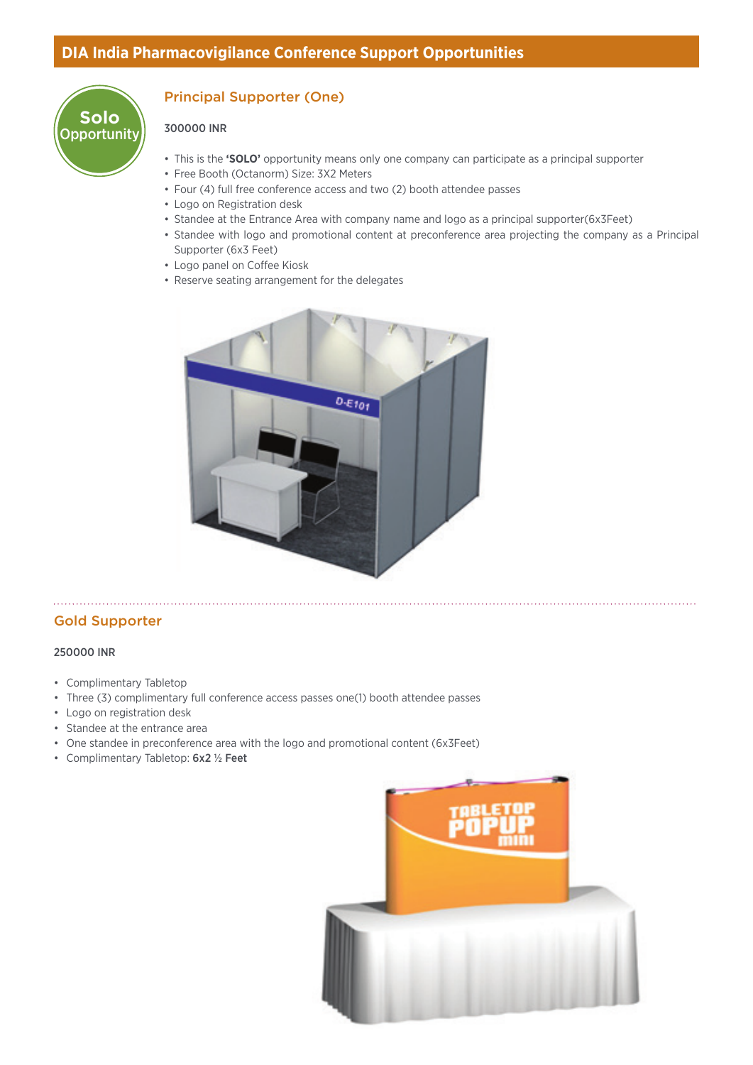## DIA India Pharmacovigilance Conference Support Opportunities

**Solo Opportunity**

### Principal Supporter (One)

300000 INR

- This is the **'SOLO'** opportunity means only one company can participate as a principal supporter
- Free Booth (Octanorm) Size: 3X2 Meters
- Four (4) full free conference access and two (2) booth attendee passes
- Logo on Registration desk
- Standee at the Entrance Area with company name and logo as a principal supporter(6x3Feet)
- Standee with logo and promotional content at preconference area projecting the company as a Principal Supporter (6x3 Feet)
- Logo panel on Coffee Kiosk
- Reserve seating arrangement for the delegates

### Gold Supporter

250000 INR

- Complimentary Tabletop
- Three (3) complimentary full conference access passes one(1) booth attendee passes
- Logo on registration desk
- Standee at the entrance area
- One standee in preconference area with the logo and promotional content (6x3Feet)
- Complimentary Tabletop: **6x2 ½ Feet**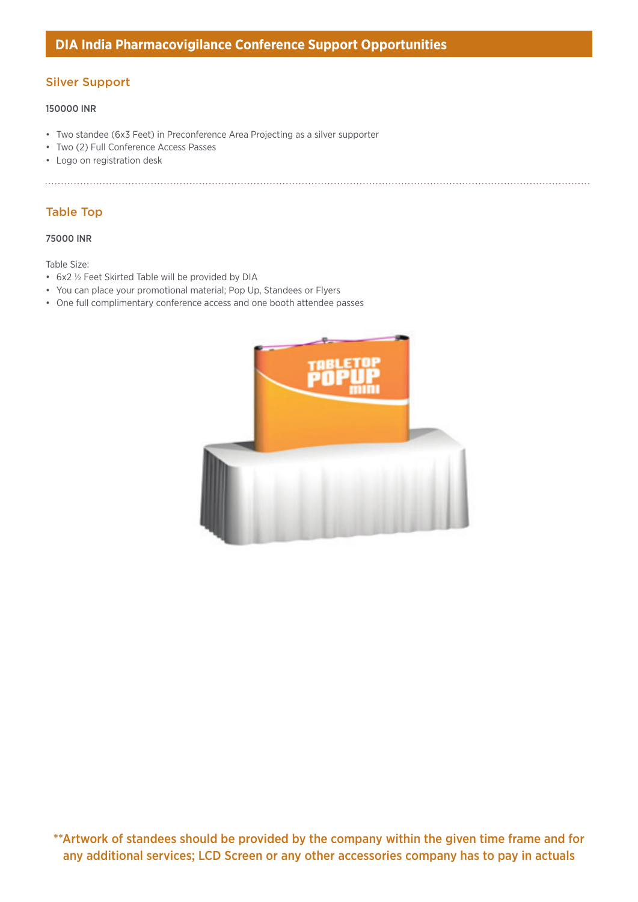## DIA India Pharmacovigilance Conference Support Opportunities

### Silver Support

**150000 INR**

- Two standee (6x3 Feet) in Preconference Area Projecting as a silver supporter
- Two (2) Full Conference Access Passes
- Logo on registration desk

### Table Top

**75000 INR**

Table Size:

- 6x2 ½ Feet Skirted Table will be provided by DIA
- You can place your promotional material; Pop Up, Standees or Flyers
- One full complimentary conference access and one booth attendee passes

**Artwork of standees should be provided by the company within the given time frame and for any additional services; LCD Screen or any other accessories company has to pay in actuals